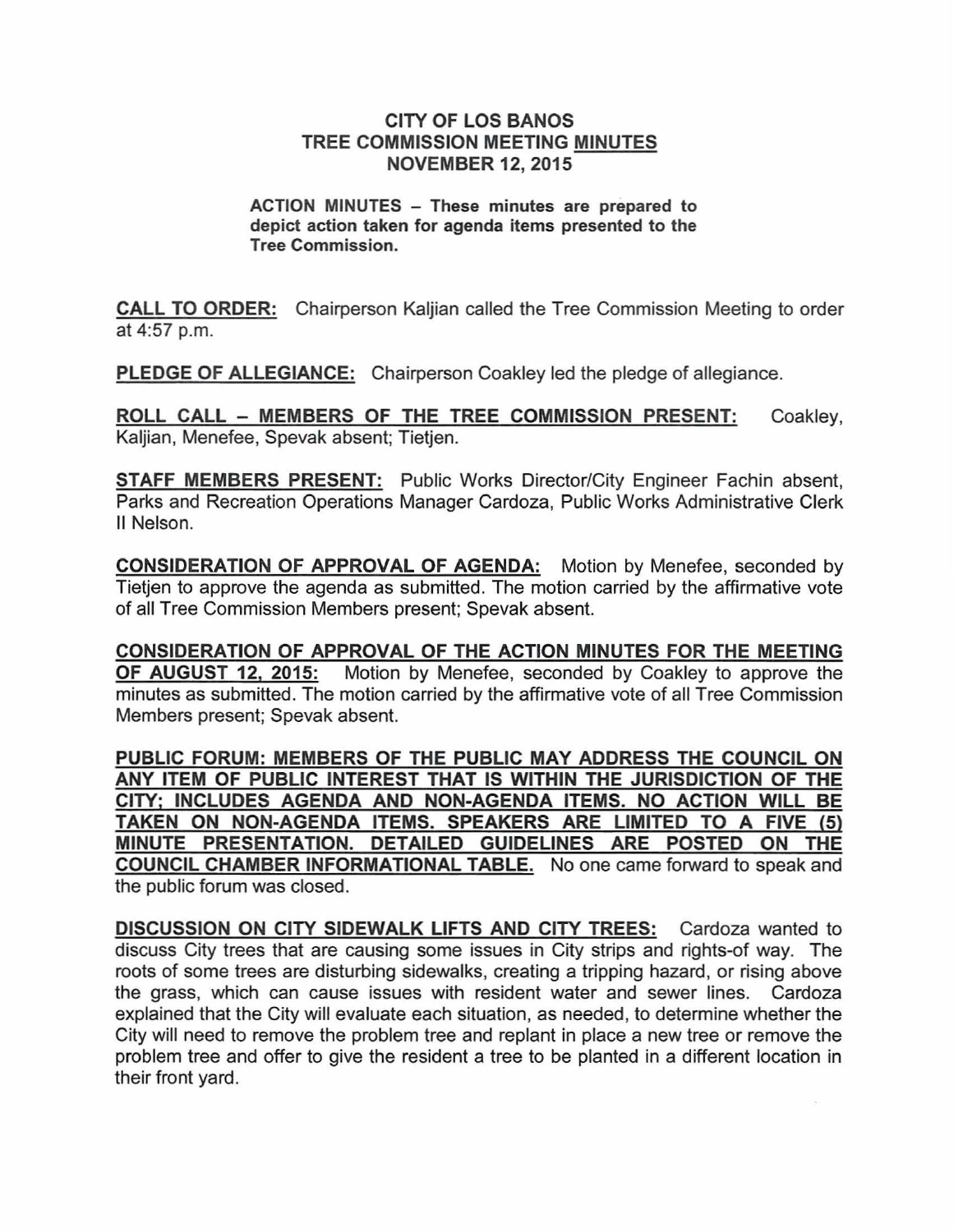# CITY OF LOS BANOS
## TREE COMMISSION MEETING <u>MINUTES</u>
## NOVEMBER 12, 2015

**ACTION MINUTES – These minutes are prepared to depict action taken for agenda items presented to the Tree Commission.**

**<u>CALL TO ORDER:</u>** Chairperson Kaljian called the Tree Commission Meeting to order at 4:57 p.m.

**<u>PLEDGE OF ALLEGIANCE:</u>** Chairperson Coakley led the pledge of allegiance.

**<u>ROLL CALL – MEMBERS OF THE TREE COMMISSION PRESENT:</u>** Coakley, Kaljian, Menefee, Spevak absent; Tietjen.

**<u>STAFF MEMBERS PRESENT:</u>** Public Works Director/City Engineer Fachin absent, Parks and Recreation Operations Manager Cardoza, Public Works Administrative Clerk II Nelson.

**<u>CONSIDERATION OF APPROVAL OF AGENDA:</u>** Motion by Menefee, seconded by Tietjen to approve the agenda as submitted. The motion carried by the affirmative vote of all Tree Commission Members present; Spevak absent.

**<u>CONSIDERATION OF APPROVAL OF THE ACTION MINUTES FOR THE MEETING OF AUGUST 12, 2015:</u>** Motion by Menefee, seconded by Coakley to approve the minutes as submitted. The motion carried by the affirmative vote of all Tree Commission Members present; Spevak absent.

**<u>PUBLIC FORUM: MEMBERS OF THE PUBLIC MAY ADDRESS THE COUNCIL ON ANY ITEM OF PUBLIC INTEREST THAT IS WITHIN THE JURISDICTION OF THE CITY; INCLUDES AGENDA AND NON-AGENDA ITEMS. NO ACTION WILL BE TAKEN ON NON-AGENDA ITEMS. SPEAKERS ARE LIMITED TO A FIVE (5) MINUTE PRESENTATION. DETAILED GUIDELINES ARE POSTED ON THE COUNCIL CHAMBER INFORMATIONAL TABLE.</u>** No one came forward to speak and the public forum was closed.

**<u>DISCUSSION ON CITY SIDEWALK LIFTS AND CITY TREES:</u>** Cardoza wanted to discuss City trees that are causing some issues in City strips and rights-of way. The roots of some trees are disturbing sidewalks, creating a tripping hazard, or rising above the grass, which can cause issues with resident water and sewer lines. Cardoza explained that the City will evaluate each situation, as needed, to determine whether the City will need to remove the problem tree and replant in place a new tree or remove the problem tree and offer to give the resident a tree to be planted in a different location in their front yard.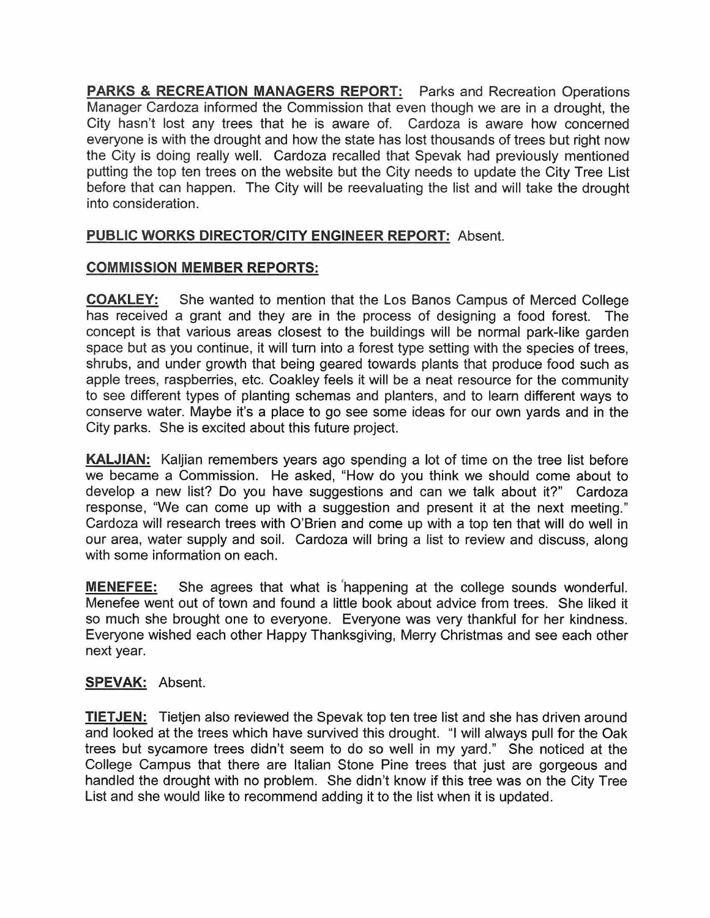**PARKS & RECREATION MANAGERS REPORT:** Parks and Recreation Operations Manager Cardoza informed the Commission that even though we are in a drought, the City hasn't lost any trees that he is aware of. Cardoza is aware how concerned everyone is with the drought and how the state has lost thousands of trees but right now the City is doing really well. Cardoza recalled that Spevak had previously mentioned putting the top ten trees on the website but the City needs to update the City Tree List before that can happen. The City will be reevaluating the list and will take the drought into consideration.

**PUBLIC WORKS DIRECTOR/CITY ENGINEER REPORT:** Absent.

**COMMISSION MEMBER REPORTS:**

**COAKLEY:** She wanted to mention that the Los Banos Campus of Merced College has received a grant and they are in the process of designing a food forest. The concept is that various areas closest to the buildings will be normal park-like garden space but as you continue, it will turn into a forest type setting with the species of trees, shrubs, and under growth that being geared towards plants that produce food such as apple trees, raspberries, etc. Coakley feels it will be a neat resource for the community to see different types of planting schemas and planters, and to learn different ways to conserve water. Maybe it's a place to go see some ideas for our own yards and in the City parks. She is excited about this future project.

**KALJIAN:** Kaljian remembers years ago spending a lot of time on the tree list before we became a Commission. He asked, "How do you think we should come about to develop a new list? Do you have suggestions and can we talk about it?" Cardoza response, "We can come up with a suggestion and present it at the next meeting." Cardoza will research trees with O'Brien and come up with a top ten that will do well in our area, water supply and soil. Cardoza will bring a list to review and discuss, along with some information on each.

**MENEFEE:** She agrees that what is happening at the college sounds wonderful. Menefee went out of town and found a little book about advice from trees. She liked it so much she brought one to everyone. Everyone was very thankful for her kindness. Everyone wished each other Happy Thanksgiving, Merry Christmas and see each other next year.

**SPEVAK:** Absent.

**TIETJEN:** Tietjen also reviewed the Spevak top ten tree list and she has driven around and looked at the trees which have survived this drought. "I will always pull for the Oak trees but sycamore trees didn't seem to do so well in my yard." She noticed at the College Campus that there are Italian Stone Pine trees that just are gorgeous and handled the drought with no problem. She didn't know if this tree was on the City Tree List and she would like to recommend adding it to the list when it is updated.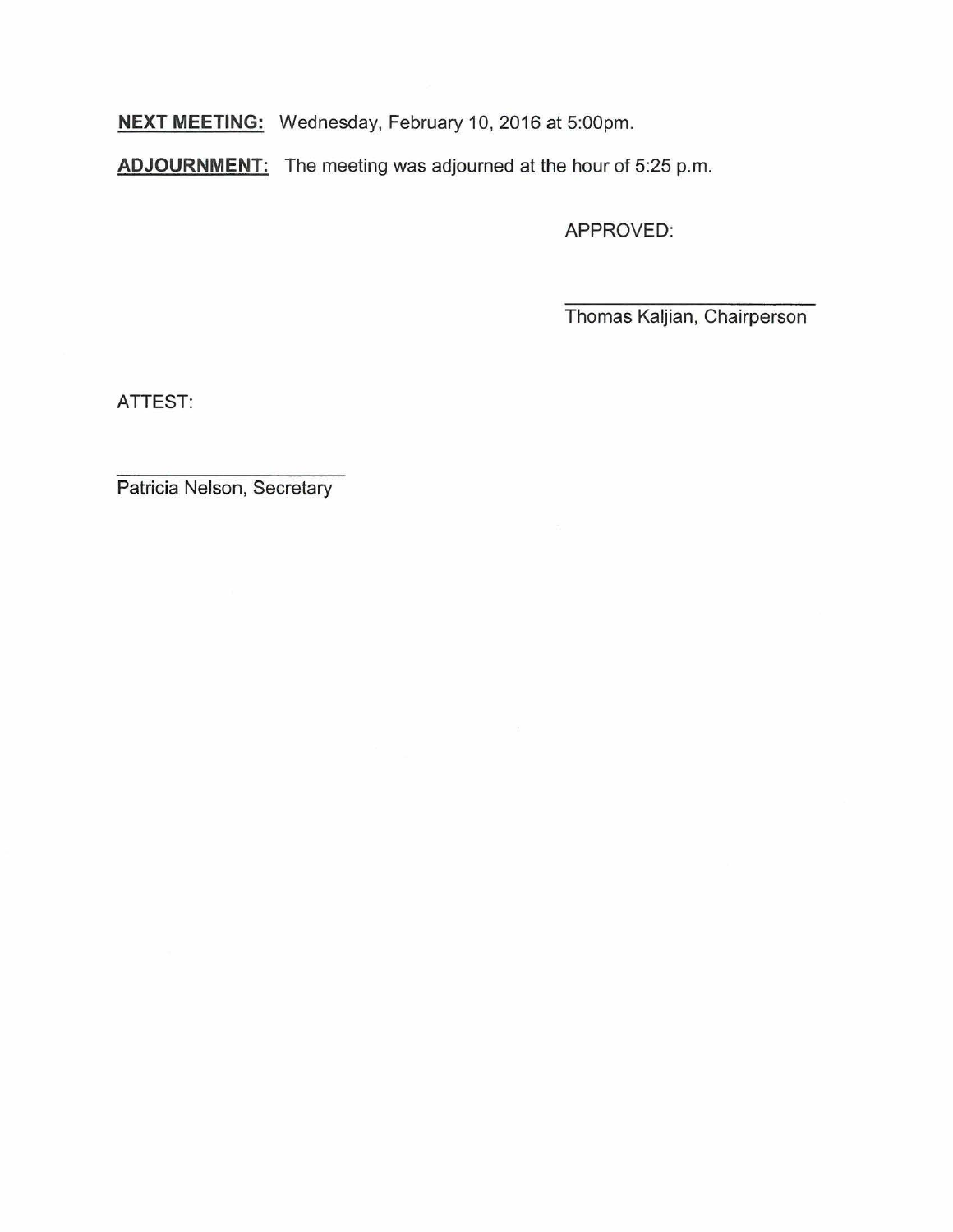**NEXT MEETING:** Wednesday, February 10, 2016 at 5:00pm.

**ADJOURNMENT:** The meeting was adjourned at the hour of 5:25 p.m.

APPROVED:

\_\_\_\_\_\_\_\_\_\_\_\_\_\_\_\_\_\_\_\_\_\_\_\_

Thomas Kaljian, Chairperson

ATTEST:

\_\_\_\_\_\_\_\_\_\_\_\_\_\_\_\_\_\_\_\_\_\_\_\_

Patricia Nelson, Secretary